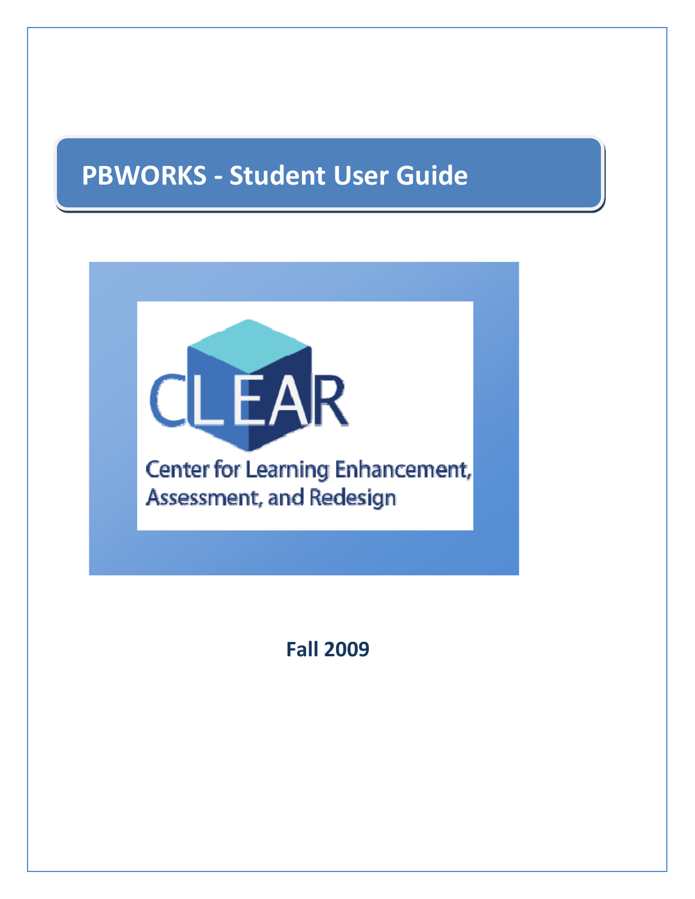# PBWORKS - Student User Guide

CLEAR

Center for Learning Enhancement, Assessment, and Redesign

**Fall 2009**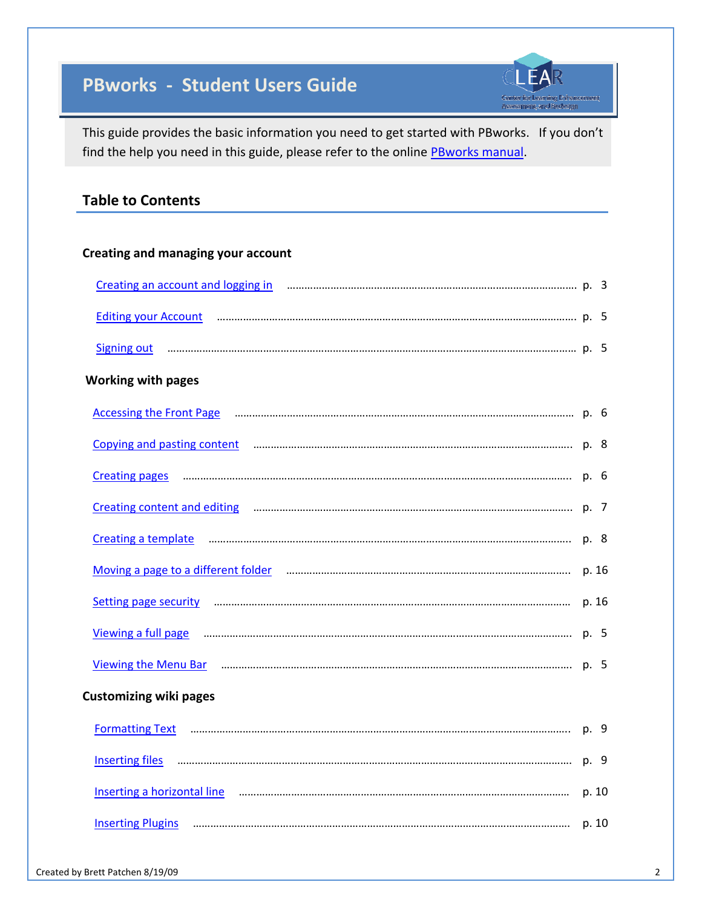# PBworks - Student Users Guide

This guide provides the basic information you need to get started with PBworks. If you don't find the help you need in this guide, please refer to the online PBworks manual.

## Table to Contents

### Creating and managing your account

- Creating an account and logging in ........ p. 3
- Editing your Account ........ p. 5
- Signing out ........ p. 5

### Working with pages

- Accessing the Front Page ........ p. 6
- Copying and pasting content ........ p. 8
- Creating pages ........ p. 6
- Creating content and editing ........ p. 7
- Creating a template ........ p. 8
- Moving a page to a different folder ........ p. 16
- Setting page security ........ p. 16
- Viewing a full page ........ p. 5
- Viewing the Menu Bar ........ p. 5

### Customizing wiki pages

- Formatting Text ........ p. 9
- Inserting files ........ p. 9
- Inserting a horizontal line ........ p. 10
- Inserting Plugins ........ p. 10

Created by Brett Patchen 8/19/09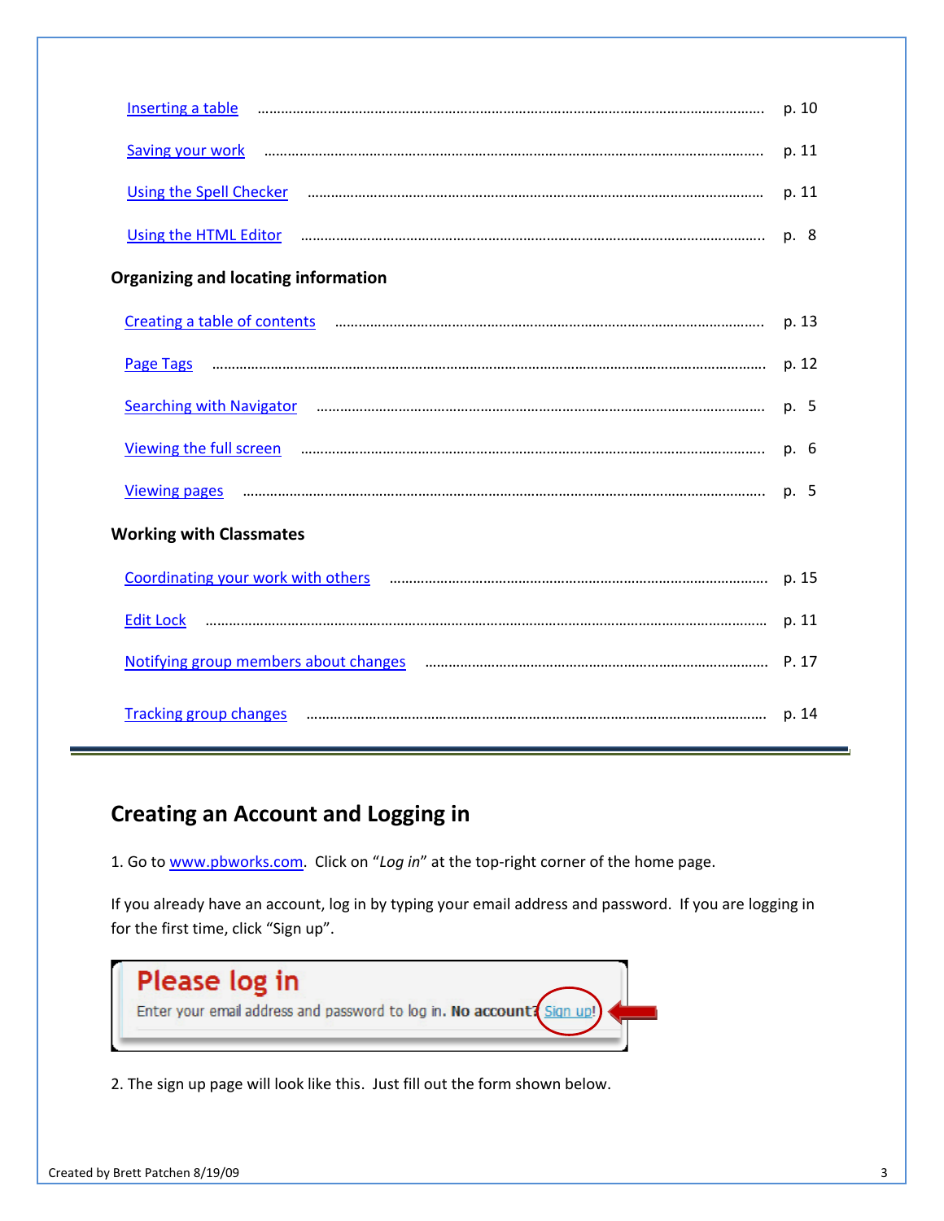[Inserting a table](#) ........................................ p. 10

[Saving your work](#) ........................................ p. 11

[Using the Spell Checker](#) ........................................ p. 11

[Using the HTML Editor](#) ........................................ p. 8

**Organizing and locating information**

[Creating a table of contents](#) ........................................ p. 13

[Page Tags](#) ........................................ p. 12

[Searching with Navigator](#) ........................................ p. 5

[Viewing the full screen](#) ........................................ p. 6

[Viewing pages](#) ........................................ p. 5

**Working with Classmates**

[Coordinating your work with others](#) ........................................ p. 15

[Edit Lock](#) ........................................ p. 11

[Notifying group members about changes](#) ........................................ P. 17

[Tracking group changes](#) ........................................ p. 14

---

## Creating an Account and Logging in

1. Go to [www.pbworks.com](http://www.pbworks.com). Click on "*Log in*" at the top-right corner of the home page.

If you already have an account, log in by typing your email address and password. If you are logging in for the first time, click "Sign up".

Please log in

Enter your email address and password to log in. **No account?** Sign up!

2. The sign up page will look like this. Just fill out the form shown below.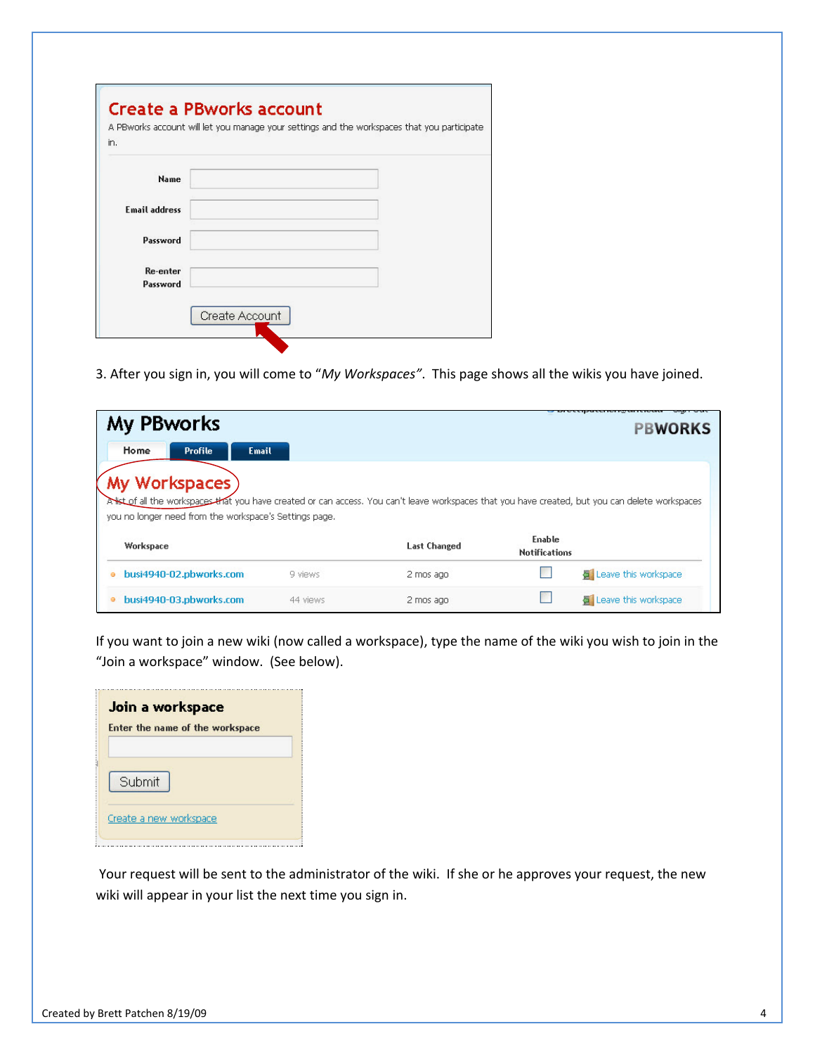**Create a PBworks account**

A PBworks account will let you manage your settings and the workspaces that you participate in.

Name

Email address

Password

Re-enter Password

Create Account

3. After you sign in, you will come to "*My Workspaces"*. This page shows all the wikis you have joined.

**My PBworks** PBWORKS

Home | Profile | Email

**My Workspaces**

A list of all the workspaces that you have created or can access. You can't leave workspaces that you have created, but you can delete workspaces you no longer need from the workspace's Settings page.

| Workspace | | Last Changed | Enable Notifications | |
|---|---|---|---|---|
| busi4940-02.pbworks.com | 9 views | 2 mos ago | ☐ | Leave this workspace |
| busi4940-03.pbworks.com | 44 views | 2 mos ago | ☐ | Leave this workspace |

If you want to join a new wiki (now called a workspace), type the name of the wiki you wish to join in the "Join a workspace" window. (See below).

**Join a workspace**

Enter the name of the workspace

Submit

Create a new workspace

Your request will be sent to the administrator of the wiki. If she or he approves your request, the new wiki will appear in your list the next time you sign in.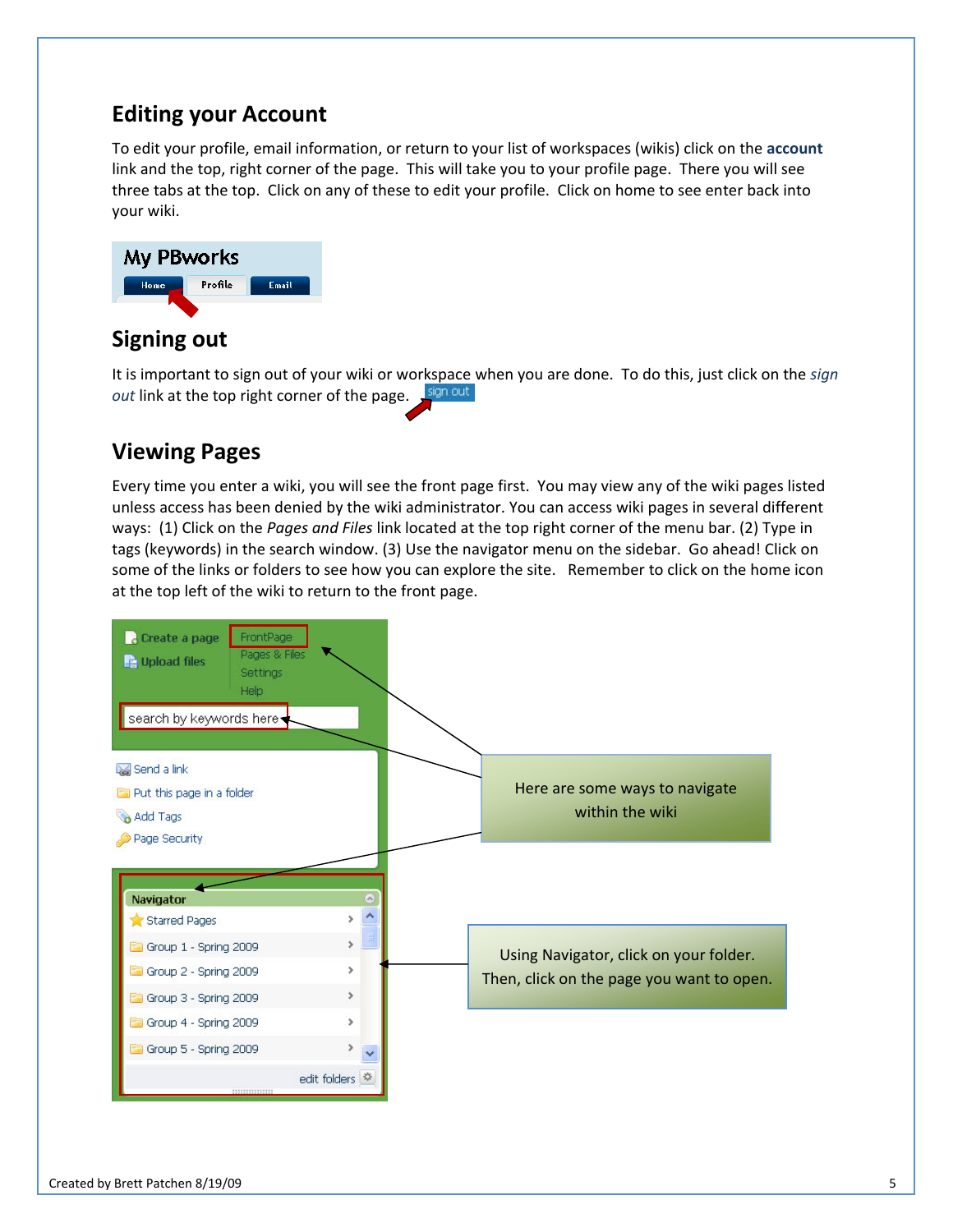## Editing your Account

To edit your profile, email information, or return to your list of workspaces (wikis) click on the **account** link and the top, right corner of the page. This will take you to your profile page. There you will see three tabs at the top. Click on any of these to edit your profile. Click on home to see enter back into your wiki.

## Signing out

It is important to sign out of your wiki or workspace when you are done. To do this, just click on the *sign out* link at the top right corner of the page.

## Viewing Pages

Every time you enter a wiki, you will see the front page first. You may view any of the wiki pages listed unless access has been denied by the wiki administrator. You can access wiki pages in several different ways: (1) Click on the *Pages and Files* link located at the top right corner of the menu bar. (2) Type in tags (keywords) in the search window. (3) Use the navigator menu on the sidebar. Go ahead! Click on some of the links or folders to see how you can explore the site. Remember to click on the home icon at the top left of the wiki to return to the front page.

Here are some ways to navigate within the wiki

Using Navigator, click on your folder. Then, click on the page you want to open.

Created by Brett Patchen 8/19/09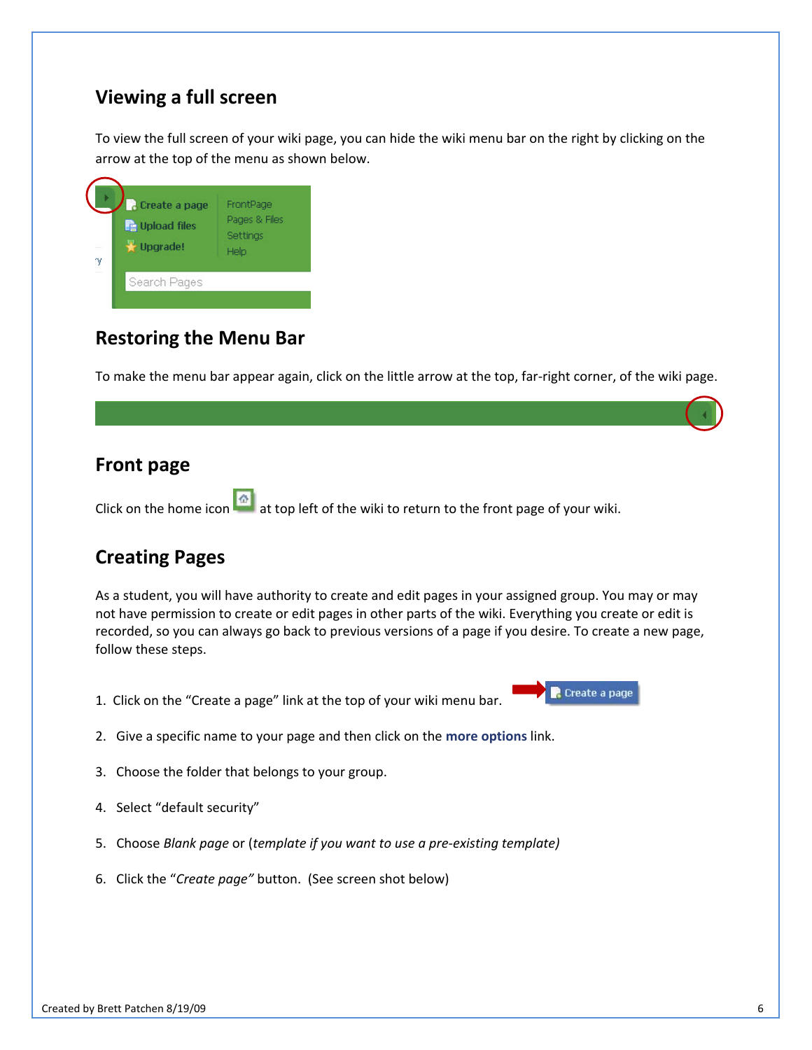## Viewing a full screen

To view the full screen of your wiki page, you can hide the wiki menu bar on the right by clicking on the arrow at the top of the menu as shown below.

## Restoring the Menu Bar

To make the menu bar appear again, click on the little arrow at the top, far-right corner, of the wiki page.

## Front page

Click on the home icon at top left of the wiki to return to the front page of your wiki.

## Creating Pages

As a student, you will have authority to create and edit pages in your assigned group. You may or may not have permission to create or edit pages in other parts of the wiki. Everything you create or edit is recorded, so you can always go back to previous versions of a page if you desire. To create a new page, follow these steps.

1. Click on the "Create a page" link at the top of your wiki menu bar.
2. Give a specific name to your page and then click on the **more options** link.
3. Choose the folder that belongs to your group.
4. Select "default security"
5. Choose *Blank page* or (*template if you want to use a pre-existing template)*
6. Click the "*Create page"* button. (See screen shot below)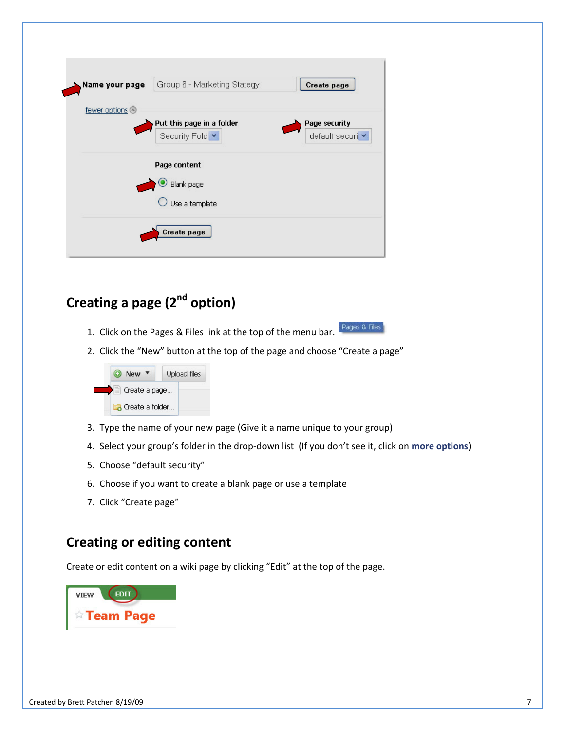## Creating a page (2nd option)

1. Click on the Pages & Files link at the top of the menu bar.
2. Click the “New” button at the top of the page and choose “Create a page”
3. Type the name of your new page (Give it a name unique to your group)
4. Select your group’s folder in the drop-down list (If you don’t see it, click on **more options**)
5. Choose “default security”
6. Choose if you want to create a blank page or use a template
7. Click “Create page”

## Creating or editing content

Create or edit content on a wiki page by clicking “Edit” at the top of the page.

Created by Brett Patchen 8/19/09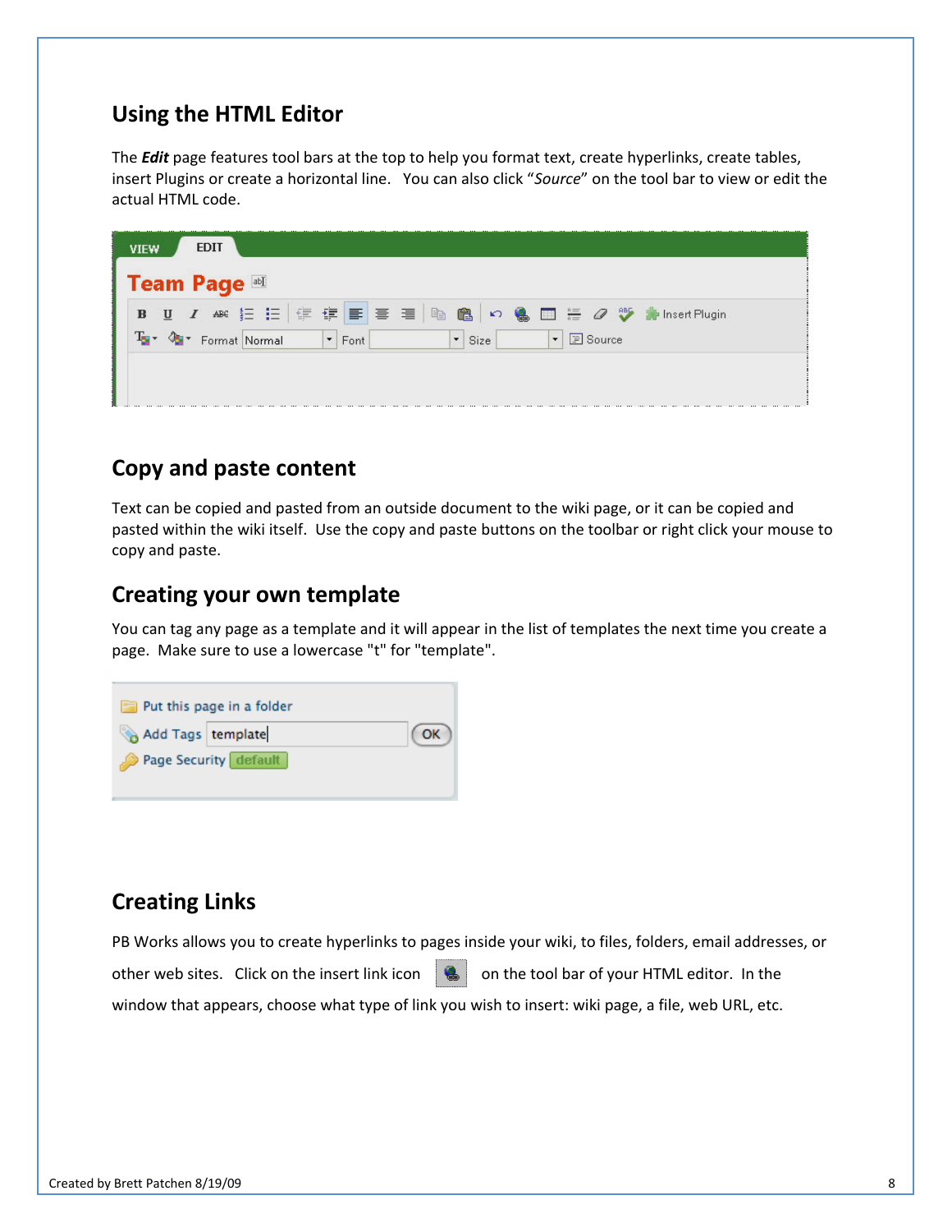## Using the HTML Editor

The ***Edit*** page features tool bars at the top to help you format text, create hyperlinks, create tables, insert Plugins or create a horizontal line. You can also click "*Source*" on the tool bar to view or edit the actual HTML code.

## Copy and paste content

Text can be copied and pasted from an outside document to the wiki page, or it can be copied and pasted within the wiki itself. Use the copy and paste buttons on the toolbar or right click your mouse to copy and paste.

## Creating your own template

You can tag any page as a template and it will appear in the list of templates the next time you create a page. Make sure to use a lowercase "t" for "template".

## Creating Links

PB Works allows you to create hyperlinks to pages inside your wiki, to files, folders, email addresses, or other web sites. Click on the insert link icon on the tool bar of your HTML editor. In the window that appears, choose what type of link you wish to insert: wiki page, a file, web URL, etc.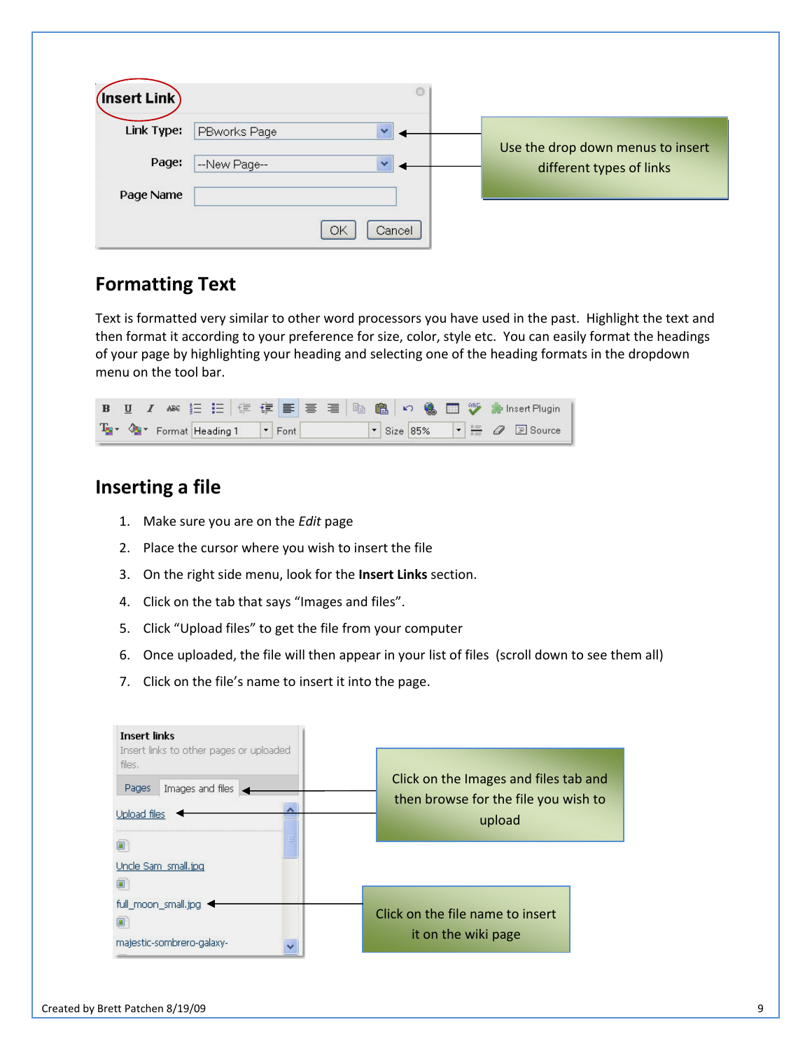Use the drop down menus to insert different types of links

## Formatting Text

Text is formatted very similar to other word processors you have used in the past. Highlight the text and then format it according to your preference for size, color, style etc. You can easily format the headings of your page by highlighting your heading and selecting one of the heading formats in the dropdown menu on the tool bar.

## Inserting a file

1. Make sure you are on the *Edit* page
2. Place the cursor where you wish to insert the file
3. On the right side menu, look for the **Insert Links** section.
4. Click on the tab that says “Images and files”.
5. Click “Upload files” to get the file from your computer
6. Once uploaded, the file will then appear in your list of files (scroll down to see them all)
7. Click on the file’s name to insert it into the page.

Click on the Images and files tab and then browse for the file you wish to upload

Click on the file name to insert it on the wiki page

Created by Brett Patchen 8/19/09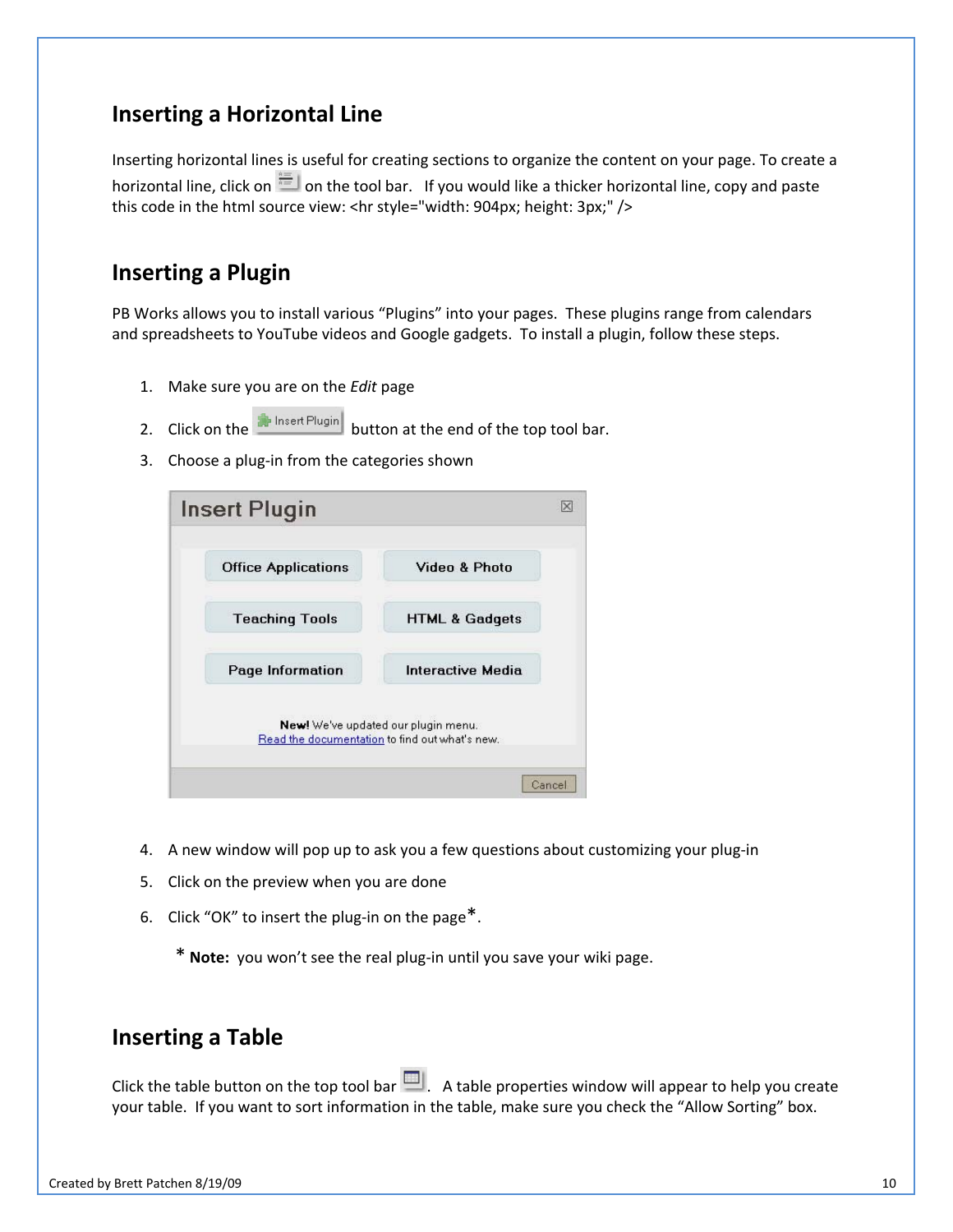## Inserting a Horizontal Line

Inserting horizontal lines is useful for creating sections to organize the content on your page. To create a horizontal line, click on on the tool bar. If you would like a thicker horizontal line, copy and paste this code in the html source view: <hr style="width: 904px; height: 3px;" />

## Inserting a Plugin

PB Works allows you to install various "Plugins" into your pages. These plugins range from calendars and spreadsheets to YouTube videos and Google gadgets. To install a plugin, follow these steps.

1. Make sure you are on the *Edit* page
2. Click on the Insert Plugin button at the end of the top tool bar.
3. Choose a plug-in from the categories shown

Insert Plugin

Office Applications
Video & Photo
Teaching Tools
HTML & Gadgets
Page Information
Interactive Media

**New!** We've updated our plugin menu.
Read the documentation to find out what's new.

Cancel

4. A new window will pop up to ask you a few questions about customizing your plug-in
5. Click on the preview when you are done
6. Click "OK" to insert the plug-in on the page*.

\* **Note:** you won't see the real plug-in until you save your wiki page.

## Inserting a Table

Click the table button on the top tool bar . A table properties window will appear to help you create your table. If you want to sort information in the table, make sure you check the "Allow Sorting" box.

Created by Brett Patchen 8/19/09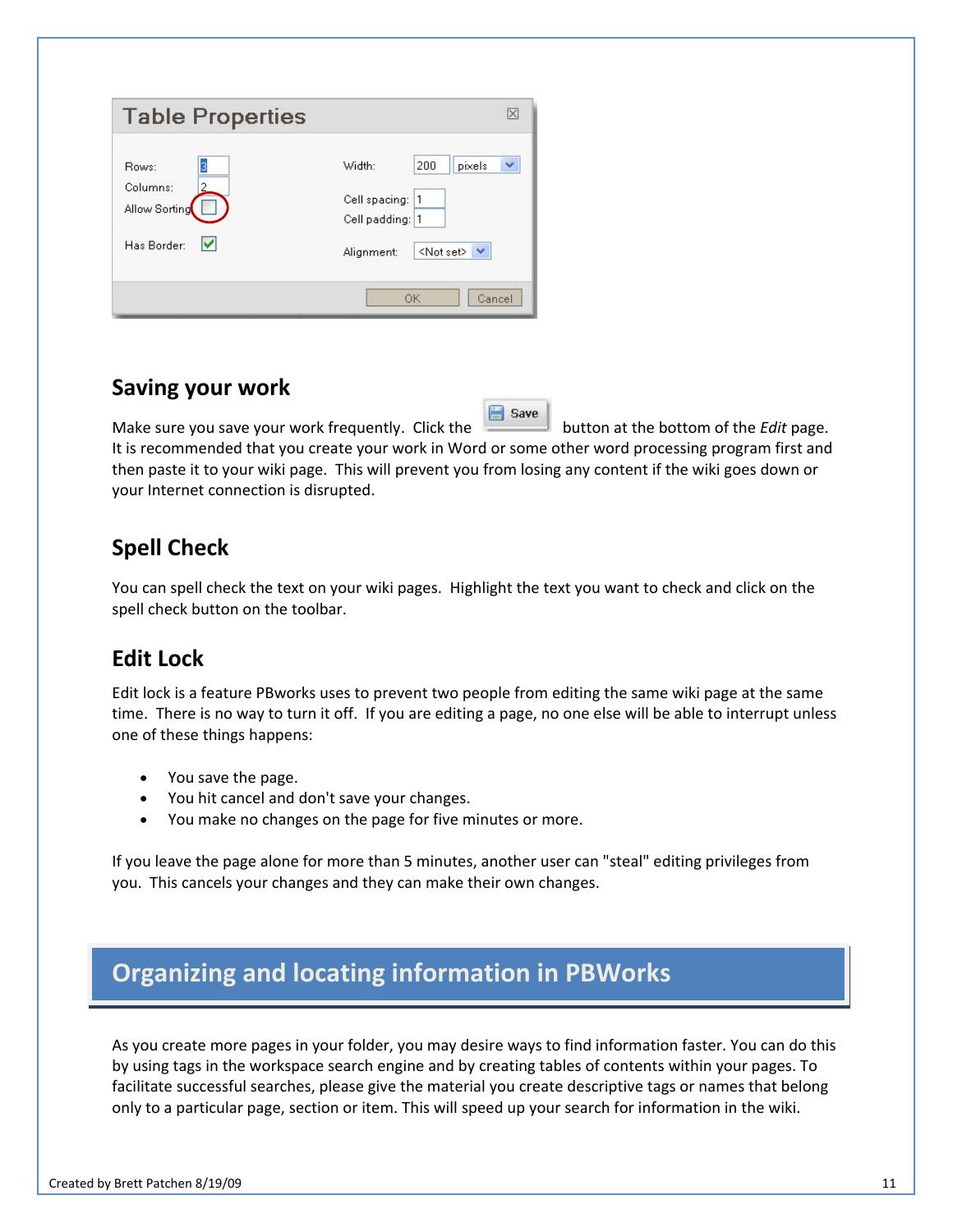## Saving your work

Make sure you save your work frequently. Click the Save button at the bottom of the *Edit* page. It is recommended that you create your work in Word or some other word processing program first and then paste it to your wiki page. This will prevent you from losing any content if the wiki goes down or your Internet connection is disrupted.

## Spell Check

You can spell check the text on your wiki pages. Highlight the text you want to check and click on the spell check button on the toolbar.

## Edit Lock

Edit lock is a feature PBworks uses to prevent two people from editing the same wiki page at the same time. There is no way to turn it off. If you are editing a page, no one else will be able to interrupt unless one of these things happens:

- You save the page.
- You hit cancel and don't save your changes.
- You make no changes on the page for five minutes or more.

If you leave the page alone for more than 5 minutes, another user can "steal" editing privileges from you. This cancels your changes and they can make their own changes.

# Organizing and locating information in PBWorks

As you create more pages in your folder, you may desire ways to find information faster. You can do this by using tags in the workspace search engine and by creating tables of contents within your pages. To facilitate successful searches, please give the material you create descriptive tags or names that belong only to a particular page, section or item. This will speed up your search for information in the wiki.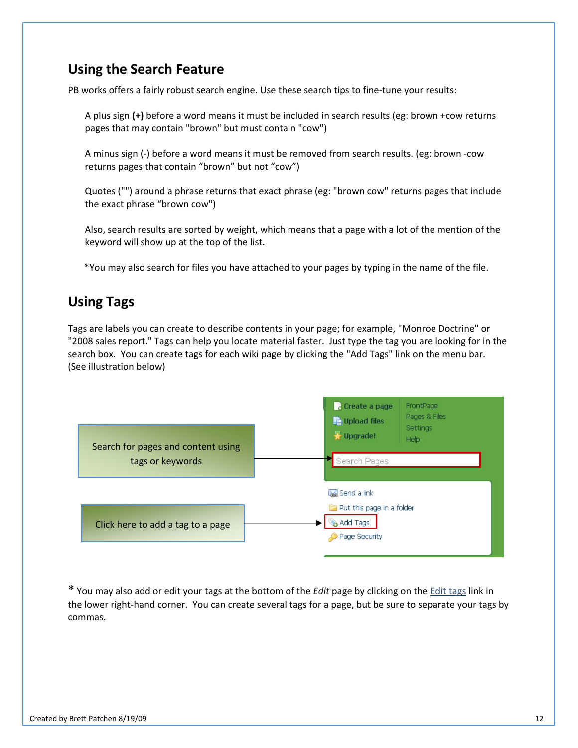## Using the Search Feature

PB works offers a fairly robust search engine. Use these search tips to fine-tune your results:

A plus sign **(+)** before a word means it must be included in search results (eg: brown +cow returns pages that may contain "brown" but must contain "cow")

A minus sign (-) before a word means it must be removed from search results. (eg: brown -cow returns pages that contain "brown" but not "cow")

Quotes ("") around a phrase returns that exact phrase (eg: "brown cow" returns pages that include the exact phrase "brown cow")

Also, search results are sorted by weight, which means that a page with a lot of the mention of the keyword will show up at the top of the list.

*You may also search for files you have attached to your pages by typing in the name of the file.

## Using Tags

Tags are labels you can create to describe contents in your page; for example, "Monroe Doctrine" or "2008 sales report." Tags can help you locate material faster. Just type the tag you are looking for in the search box. You can create tags for each wiki page by clicking the "Add Tags" link on the menu bar. (See illustration below)

Search for pages and content using tags or keywords

Click here to add a tag to a page

Create a page
Upload files
Upgrade!
FrontPage
Pages & Files
Settings
Help
Search Pages
Send a link
Put this page in a folder
Add Tags
Page Security

* You may also add or edit your tags at the bottom of the *Edit* page by clicking on the Edit tags link in the lower right-hand corner. You can create several tags for a page, but be sure to separate your tags by commas.

Created by Brett Patchen 8/19/09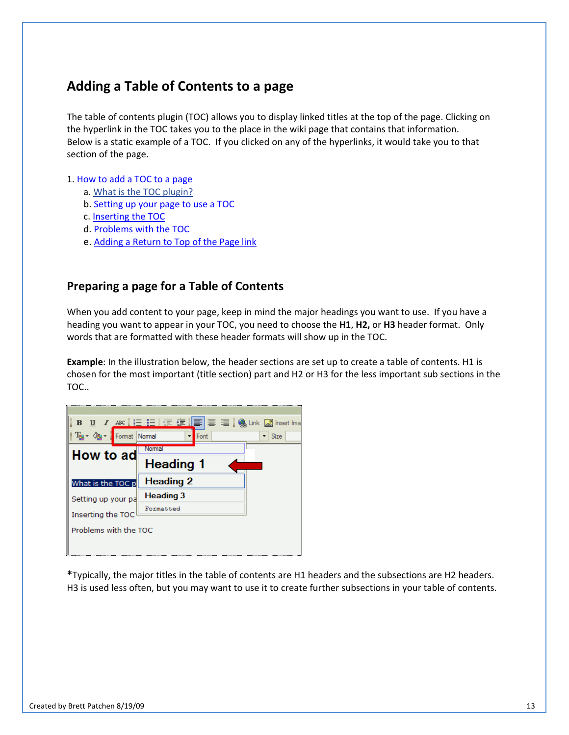## Adding a Table of Contents to a page

The table of contents plugin (TOC) allows you to display linked titles at the top of the page. Clicking on the hyperlink in the TOC takes you to the place in the wiki page that contains that information. Below is a static example of a TOC. If you clicked on any of the hyperlinks, it would take you to that section of the page.

1. How to add a TOC to a page
    a. What is the TOC plugin?
    b. Setting up your page to use a TOC
    c. Inserting the TOC
    d. Problems with the TOC
    e. Adding a Return to Top of the Page link

### Preparing a page for a Table of Contents

When you add content to your page, keep in mind the major headings you want to use. If you have a heading you want to appear in your TOC, you need to choose the **H1**, **H2,** or **H3** header format. Only words that are formatted with these header formats will show up in the TOC.

**Example**: In the illustration below, the header sections are set up to create a table of contents. H1 is chosen for the most important (title section) part and H2 or H3 for the less important sub sections in the TOC..

**\***Typically, the major titles in the table of contents are H1 headers and the subsections are H2 headers. H3 is used less often, but you may want to use it to create further subsections in your table of contents.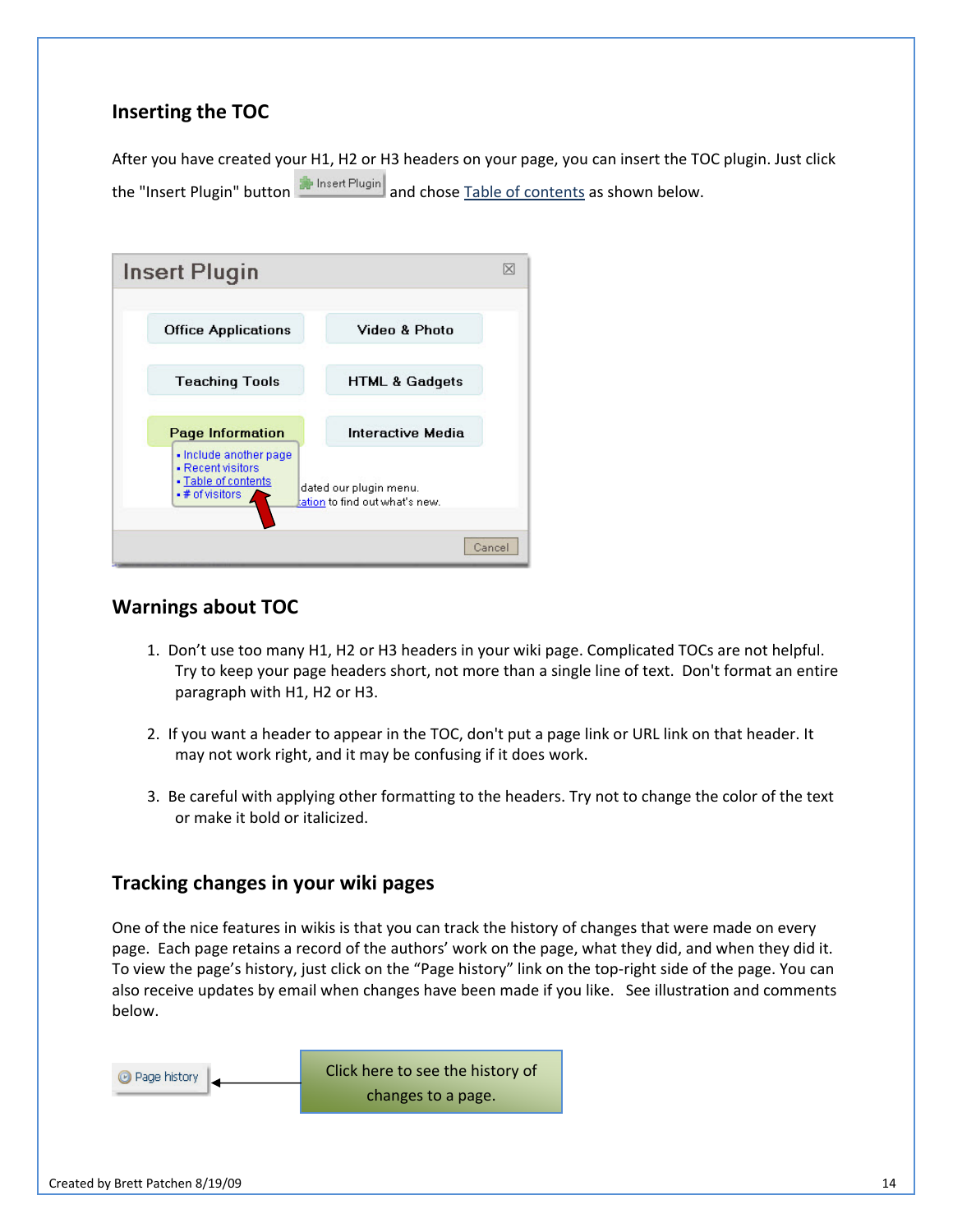## Inserting the TOC

After you have created your H1, H2 or H3 headers on your page, you can insert the TOC plugin. Just click the "Insert Plugin" button and chose Table of contents as shown below.

## Warnings about TOC

1. Don't use too many H1, H2 or H3 headers in your wiki page. Complicated TOCs are not helpful. Try to keep your page headers short, not more than a single line of text. Don't format an entire paragraph with H1, H2 or H3.

2. If you want a header to appear in the TOC, don't put a page link or URL link on that header. It may not work right, and it may be confusing if it does work.

3. Be careful with applying other formatting to the headers. Try not to change the color of the text or make it bold or italicized.

## Tracking changes in your wiki pages

One of the nice features in wikis is that you can track the history of changes that were made on every page. Each page retains a record of the authors' work on the page, what they did, and when they did it. To view the page's history, just click on the "Page history" link on the top-right side of the page. You can also receive updates by email when changes have been made if you like. See illustration and comments below.

Click here to see the history of changes to a page.

Created by Brett Patchen 8/19/09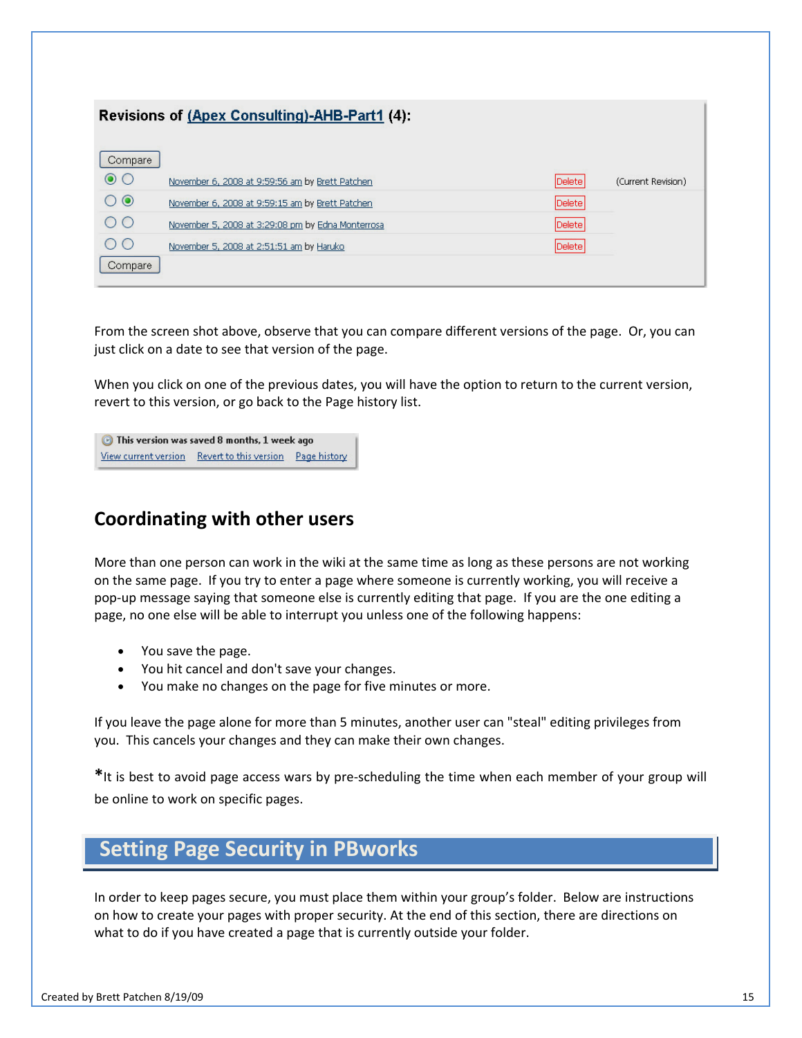Revisions of (Apex Consulting)-AHB-Part1 (4):

| | | | |
|---|---|---|---|
| Compare | | | |
| ◉ ○ | November 6, 2008 at 9:59:56 am by Brett Patchen | Delete | (Current Revision) |
| ○ ◉ | November 6, 2008 at 9:59:15 am by Brett Patchen | Delete | |
| ○ ○ | November 5, 2008 at 3:29:08 pm by Edna Monterrosa | Delete | |
| ○ ○ | November 5, 2008 at 2:51:51 am by Haruko | Delete | |
| Compare | | | |

From the screen shot above, observe that you can compare different versions of the page. Or, you can just click on a date to see that version of the page.

When you click on one of the previous dates, you will have the option to return to the current version, revert to this version, or go back to the Page history list.

This version was saved 8 months, 1 week ago
View current version   Revert to this version   Page history

## Coordinating with other users

More than one person can work in the wiki at the same time as long as these persons are not working on the same page. If you try to enter a page where someone is currently working, you will receive a pop-up message saying that someone else is currently editing that page. If you are the one editing a page, no one else will be able to interrupt you unless one of the following happens:

- You save the page.
- You hit cancel and don't save your changes.
- You make no changes on the page for five minutes or more.

If you leave the page alone for more than 5 minutes, another user can "steal" editing privileges from you. This cancels your changes and they can make their own changes.

*It is best to avoid page access wars by pre-scheduling the time when each member of your group will be online to work on specific pages.

# Setting Page Security in PBworks

In order to keep pages secure, you must place them within your group's folder. Below are instructions on how to create your pages with proper security. At the end of this section, there are directions on what to do if you have created a page that is currently outside your folder.

Created by Brett Patchen 8/19/09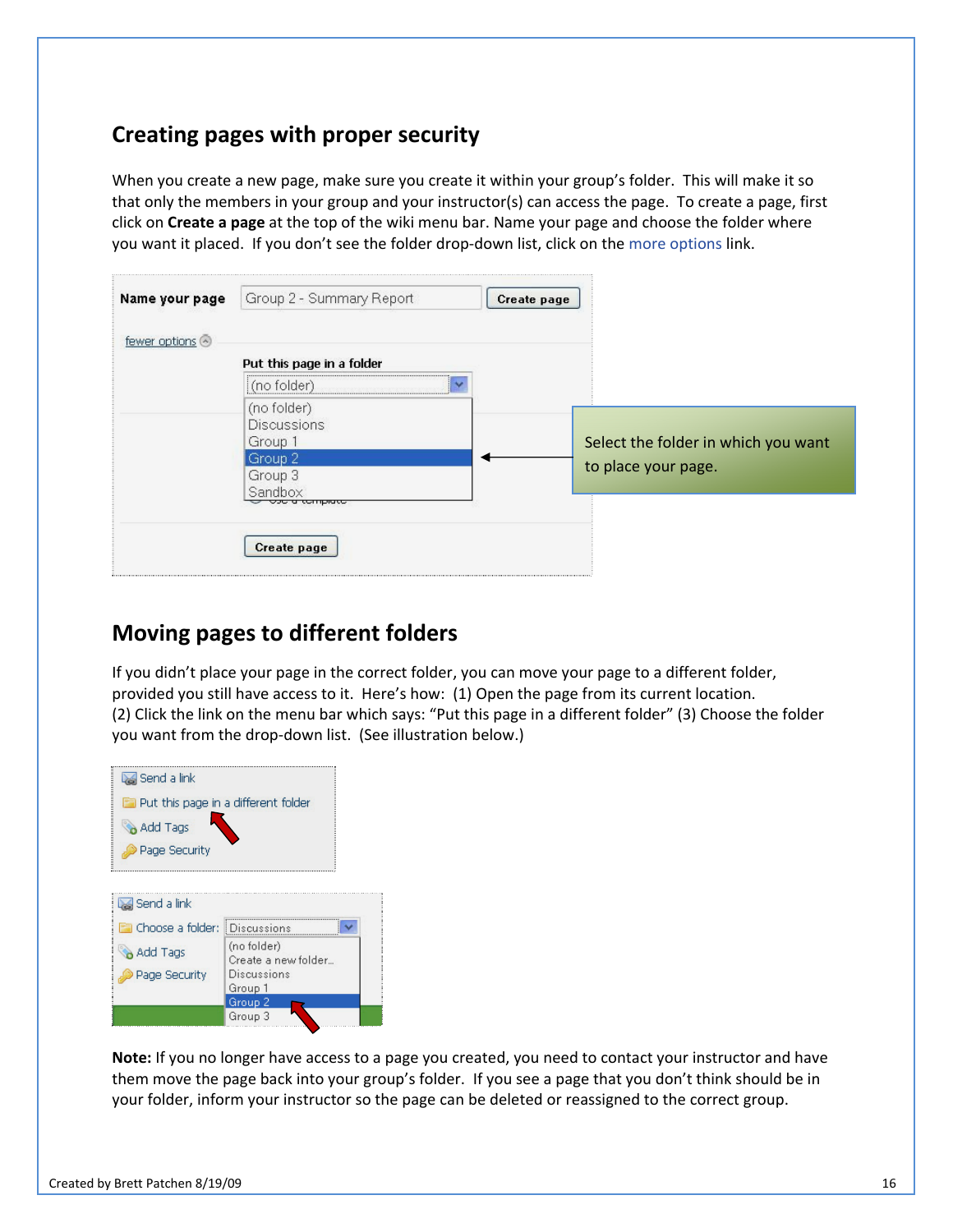## Creating pages with proper security

When you create a new page, make sure you create it within your group's folder. This will make it so that only the members in your group and your instructor(s) can access the page. To create a page, first click on **Create a page** at the top of the wiki menu bar. Name your page and choose the folder where you want it placed. If you don't see the folder drop-down list, click on the more options link.

Select the folder in which you want to place your page.

## Moving pages to different folders

If you didn't place your page in the correct folder, you can move your page to a different folder, provided you still have access to it. Here's how: (1) Open the page from its current location. (2) Click the link on the menu bar which says: "Put this page in a different folder" (3) Choose the folder you want from the drop-down list. (See illustration below.)

**Note:** If you no longer have access to a page you created, you need to contact your instructor and have them move the page back into your group's folder. If you see a page that you don't think should be in your folder, inform your instructor so the page can be deleted or reassigned to the correct group.

Created by Brett Patchen 8/19/09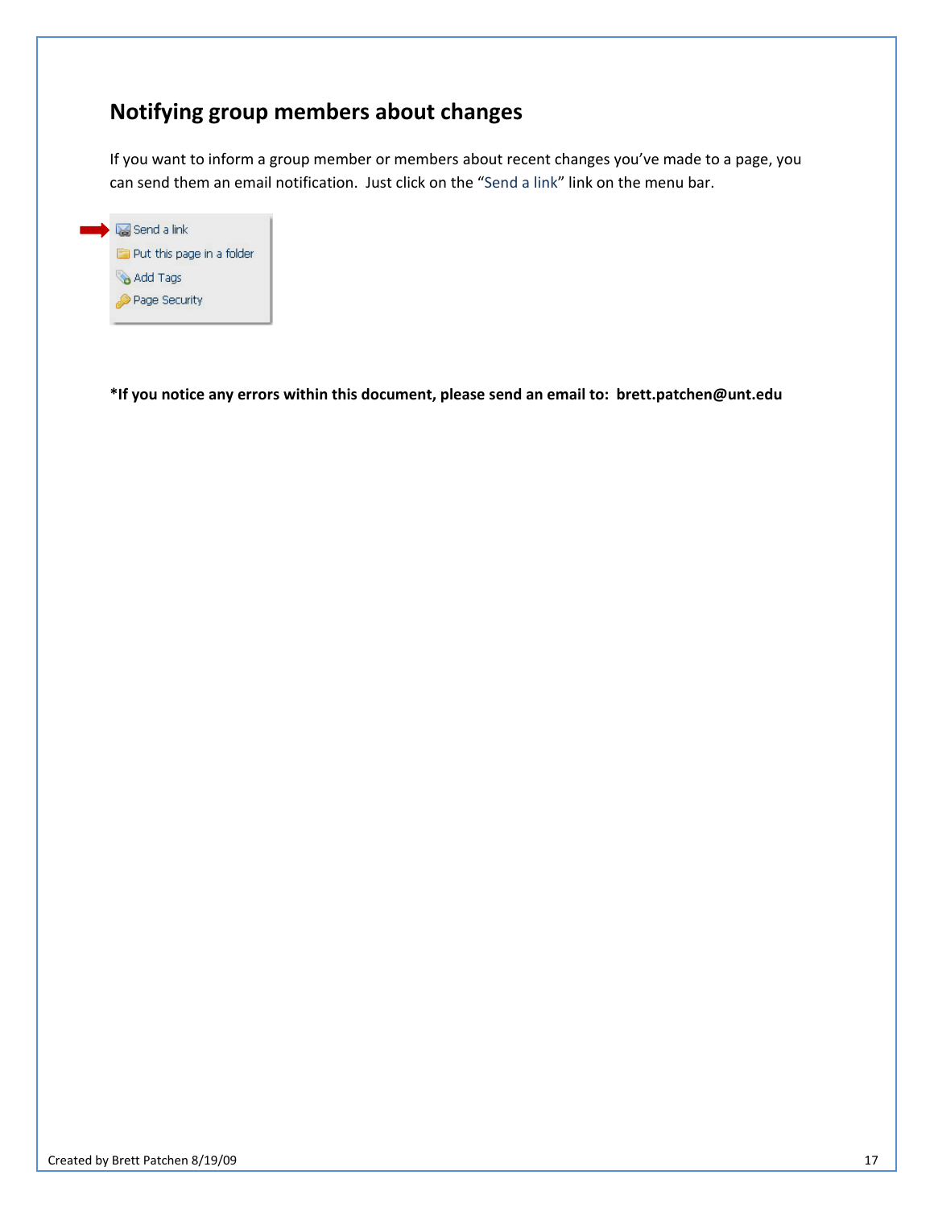## Notifying group members about changes

If you want to inform a group member or members about recent changes you've made to a page, you can send them an email notification. Just click on the "Send a link" link on the menu bar.

Send a link
Put this page in a folder
Add Tags
Page Security

**\*If you notice any errors within this document, please send an email to: brett.patchen@unt.edu**

Created by Brett Patchen 8/19/09